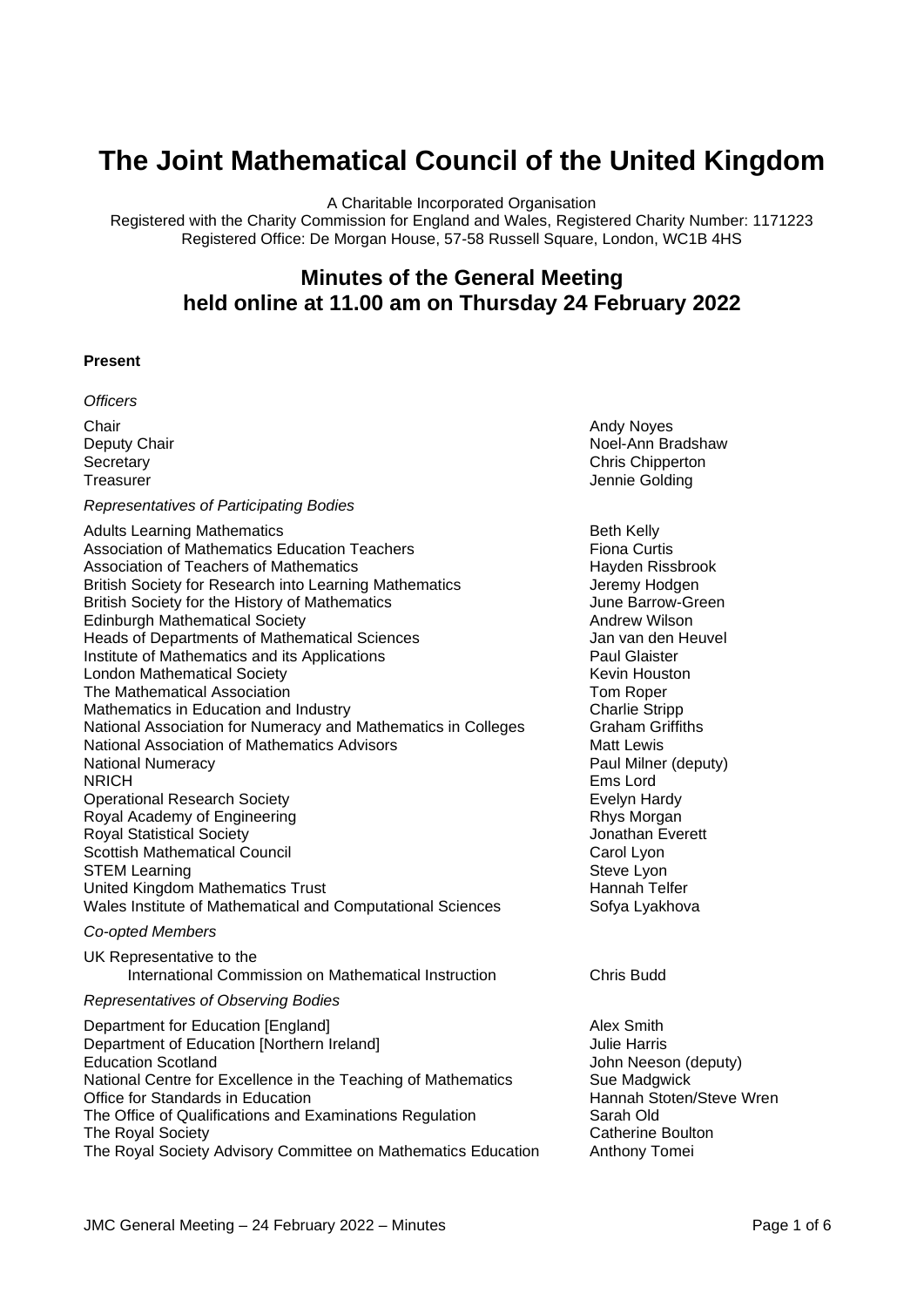# The Joint Mathematical Council of the United Kingdom

A Charitable Incorporated Organisation
Registered with the Charity Commission for England and Wales, Registered Charity Number: 1171223
Registered Office: De Morgan House, 57-58 Russell Square, London, WC1B 4HS

## Minutes of the General Meeting held online at 11.00 am on Thursday 24 February 2022

**Present**

*Officers*

| | |
|---|---|
| Chair | Andy Noyes |
| Deputy Chair | Noel-Ann Bradshaw |
| Secretary | Chris Chipperton |
| Treasurer | Jennie Golding |

*Representatives of Participating Bodies*

| | |
|---|---|
| Adults Learning Mathematics | Beth Kelly |
| Association of Mathematics Education Teachers | Fiona Curtis |
| Association of Teachers of Mathematics | Hayden Rissbrook |
| British Society for Research into Learning Mathematics | Jeremy Hodgen |
| British Society for the History of Mathematics | June Barrow-Green |
| Edinburgh Mathematical Society | Andrew Wilson |
| Heads of Departments of Mathematical Sciences | Jan van den Heuvel |
| Institute of Mathematics and its Applications | Paul Glaister |
| London Mathematical Society | Kevin Houston |
| The Mathematical Association | Tom Roper |
| Mathematics in Education and Industry | Charlie Stripp |
| National Association for Numeracy and Mathematics in Colleges | Graham Griffiths |
| National Association of Mathematics Advisors | Matt Lewis |
| National Numeracy | Paul Milner (deputy) |
| NRICH | Ems Lord |
| Operational Research Society | Evelyn Hardy |
| Royal Academy of Engineering | Rhys Morgan |
| Royal Statistical Society | Jonathan Everett |
| Scottish Mathematical Council | Carol Lyon |
| STEM Learning | Steve Lyon |
| United Kingdom Mathematics Trust | Hannah Telfer |
| Wales Institute of Mathematical and Computational Sciences | Sofya Lyakhova |

*Co-opted Members*

| | |
|---|---|
| UK Representative to the International Commission on Mathematical Instruction | Chris Budd |

*Representatives of Observing Bodies*

| | |
|---|---|
| Department for Education [England] | Alex Smith |
| Department of Education [Northern Ireland] | Julie Harris |
| Education Scotland | John Neeson (deputy) |
| National Centre for Excellence in the Teaching of Mathematics | Sue Madgwick |
| Office for Standards in Education | Hannah Stoten/Steve Wren |
| The Office of Qualifications and Examinations Regulation | Sarah Old |
| The Royal Society | Catherine Boulton |
| The Royal Society Advisory Committee on Mathematics Education | Anthony Tomei |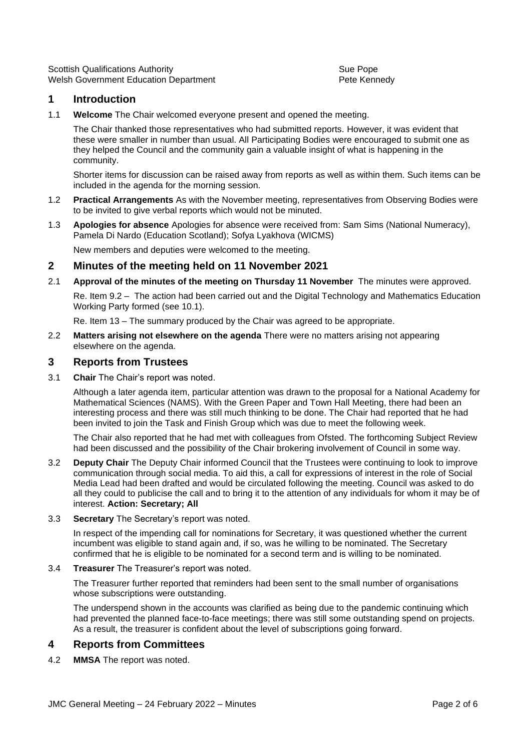| | |
|---|---|
| Scottish Qualifications Authority | Sue Pope |
| Welsh Government Education Department | Pete Kennedy |

## 1 Introduction

1.1 **Welcome** The Chair welcomed everyone present and opened the meeting.

The Chair thanked those representatives who had submitted reports. However, it was evident that these were smaller in number than usual. All Participating Bodies were encouraged to submit one as they helped the Council and the community gain a valuable insight of what is happening in the community.

Shorter items for discussion can be raised away from reports as well as within them. Such items can be included in the agenda for the morning session.

1.2 **Practical Arrangements** As with the November meeting, representatives from Observing Bodies were to be invited to give verbal reports which would not be minuted.

1.3 **Apologies for absence** Apologies for absence were received from: Sam Sims (National Numeracy), Pamela Di Nardo (Education Scotland); Sofya Lyakhova (WICMS)

New members and deputies were welcomed to the meeting.

## 2 Minutes of the meeting held on 11 November 2021

2.1 **Approval of the minutes of the meeting on Thursday 11 November** The minutes were approved.

Re. Item 9.2 – The action had been carried out and the Digital Technology and Mathematics Education Working Party formed (see 10.1).

Re. Item 13 – The summary produced by the Chair was agreed to be appropriate.

2.2 **Matters arising not elsewhere on the agenda** There were no matters arising not appearing elsewhere on the agenda.

## 3 Reports from Trustees

3.1 **Chair** The Chair's report was noted.

Although a later agenda item, particular attention was drawn to the proposal for a National Academy for Mathematical Sciences (NAMS). With the Green Paper and Town Hall Meeting, there had been an interesting process and there was still much thinking to be done. The Chair had reported that he had been invited to join the Task and Finish Group which was due to meet the following week.

The Chair also reported that he had met with colleagues from Ofsted. The forthcoming Subject Review had been discussed and the possibility of the Chair brokering involvement of Council in some way.

3.2 **Deputy Chair** The Deputy Chair informed Council that the Trustees were continuing to look to improve communication through social media. To aid this, a call for expressions of interest in the role of Social Media Lead had been drafted and would be circulated following the meeting. Council was asked to do all they could to publicise the call and to bring it to the attention of any individuals for whom it may be of interest. **Action: Secretary; All**

3.3 **Secretary** The Secretary's report was noted.

In respect of the impending call for nominations for Secretary, it was questioned whether the current incumbent was eligible to stand again and, if so, was he willing to be nominated. The Secretary confirmed that he is eligible to be nominated for a second term and is willing to be nominated.

3.4 **Treasurer** The Treasurer's report was noted.

The Treasurer further reported that reminders had been sent to the small number of organisations whose subscriptions were outstanding.

The underspend shown in the accounts was clarified as being due to the pandemic continuing which had prevented the planned face-to-face meetings; there was still some outstanding spend on projects. As a result, the treasurer is confident about the level of subscriptions going forward.

## 4 Reports from Committees

4.2 **MMSA** The report was noted.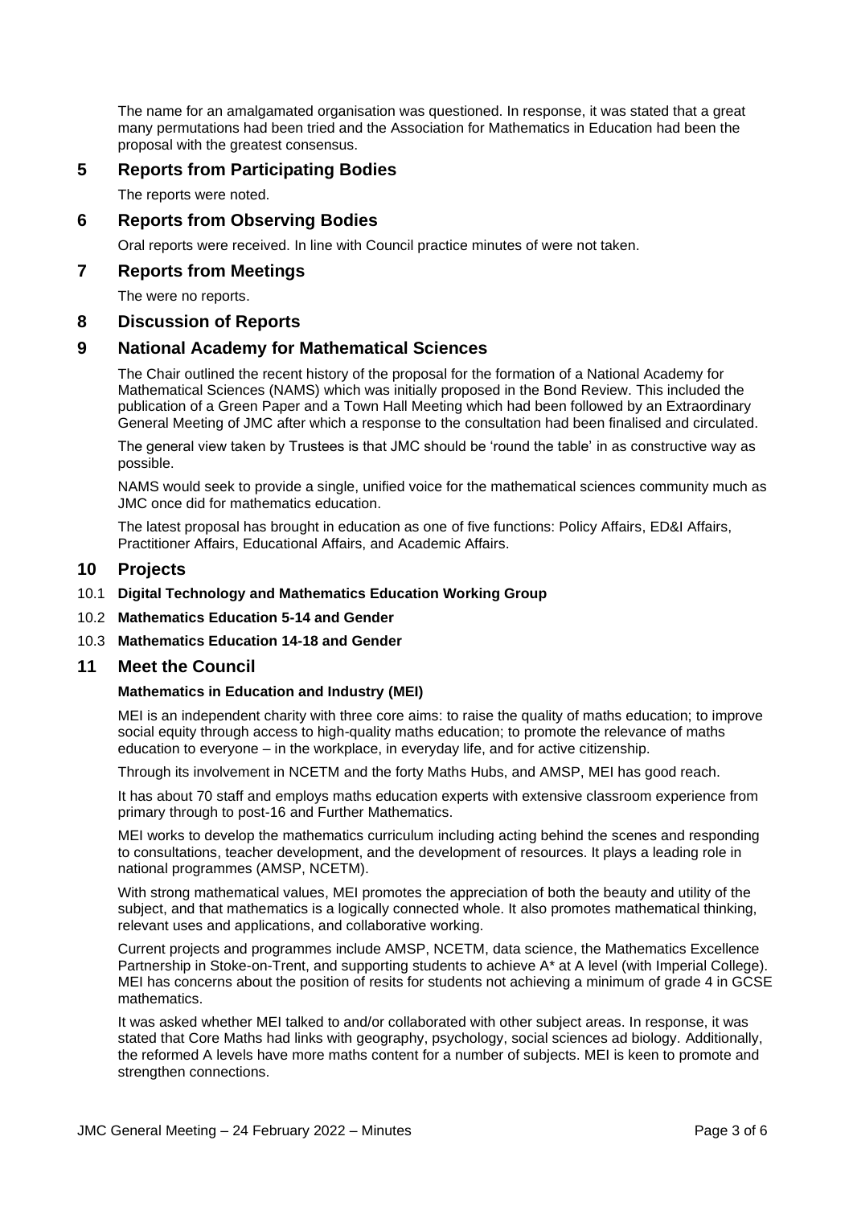The name for an amalgamated organisation was questioned. In response, it was stated that a great many permutations had been tried and the Association for Mathematics in Education had been the proposal with the greatest consensus.

## 5 Reports from Participating Bodies

The reports were noted.

## 6 Reports from Observing Bodies

Oral reports were received. In line with Council practice minutes of were not taken.

## 7 Reports from Meetings

The were no reports.

## 8 Discussion of Reports

## 9 National Academy for Mathematical Sciences

The Chair outlined the recent history of the proposal for the formation of a National Academy for Mathematical Sciences (NAMS) which was initially proposed in the Bond Review. This included the publication of a Green Paper and a Town Hall Meeting which had been followed by an Extraordinary General Meeting of JMC after which a response to the consultation had been finalised and circulated.

The general view taken by Trustees is that JMC should be 'round the table' in as constructive way as possible.

NAMS would seek to provide a single, unified voice for the mathematical sciences community much as JMC once did for mathematics education.

The latest proposal has brought in education as one of five functions: Policy Affairs, ED&I Affairs, Practitioner Affairs, Educational Affairs, and Academic Affairs.

## 10 Projects

### 10.1 Digital Technology and Mathematics Education Working Group

### 10.2 Mathematics Education 5-14 and Gender

### 10.3 Mathematics Education 14-18 and Gender

## 11 Meet the Council

**Mathematics in Education and Industry (MEI)**

MEI is an independent charity with three core aims: to raise the quality of maths education; to improve social equity through access to high-quality maths education; to promote the relevance of maths education to everyone – in the workplace, in everyday life, and for active citizenship.

Through its involvement in NCETM and the forty Maths Hubs, and AMSP, MEI has good reach.

It has about 70 staff and employs maths education experts with extensive classroom experience from primary through to post-16 and Further Mathematics.

MEI works to develop the mathematics curriculum including acting behind the scenes and responding to consultations, teacher development, and the development of resources. It plays a leading role in national programmes (AMSP, NCETM).

With strong mathematical values, MEI promotes the appreciation of both the beauty and utility of the subject, and that mathematics is a logically connected whole. It also promotes mathematical thinking, relevant uses and applications, and collaborative working.

Current projects and programmes include AMSP, NCETM, data science, the Mathematics Excellence Partnership in Stoke-on-Trent, and supporting students to achieve A* at A level (with Imperial College). MEI has concerns about the position of resits for students not achieving a minimum of grade 4 in GCSE mathematics.

It was asked whether MEI talked to and/or collaborated with other subject areas. In response, it was stated that Core Maths had links with geography, psychology, social sciences ad biology. Additionally, the reformed A levels have more maths content for a number of subjects. MEI is keen to promote and strengthen connections.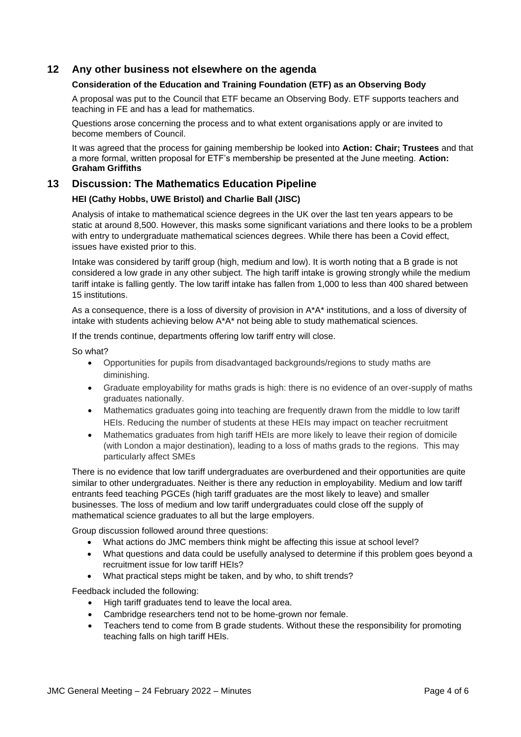## 12 Any other business not elsewhere on the agenda

### Consideration of the Education and Training Foundation (ETF) as an Observing Body

A proposal was put to the Council that ETF became an Observing Body. ETF supports teachers and teaching in FE and has a lead for mathematics.

Questions arose concerning the process and to what extent organisations apply or are invited to become members of Council.

It was agreed that the process for gaining membership be looked into **Action: Chair; Trustees** and that a more formal, written proposal for ETF's membership be presented at the June meeting. **Action: Graham Griffiths**

## 13 Discussion: The Mathematics Education Pipeline

### HEI (Cathy Hobbs, UWE Bristol) and Charlie Ball (JISC)

Analysis of intake to mathematical science degrees in the UK over the last ten years appears to be static at around 8,500. However, this masks some significant variations and there looks to be a problem with entry to undergraduate mathematical sciences degrees. While there has been a Covid effect, issues have existed prior to this.

Intake was considered by tariff group (high, medium and low). It is worth noting that a B grade is not considered a low grade in any other subject. The high tariff intake is growing strongly while the medium tariff intake is falling gently. The low tariff intake has fallen from 1,000 to less than 400 shared between 15 institutions.

As a consequence, there is a loss of diversity of provision in A*A* institutions, and a loss of diversity of intake with students achieving below A*A* not being able to study mathematical sciences.

If the trends continue, departments offering low tariff entry will close.

So what?

- Opportunities for pupils from disadvantaged backgrounds/regions to study maths are diminishing.
- Graduate employability for maths grads is high: there is no evidence of an over-supply of maths graduates nationally.
- Mathematics graduates going into teaching are frequently drawn from the middle to low tariff HEIs. Reducing the number of students at these HEIs may impact on teacher recruitment
- Mathematics graduates from high tariff HEIs are more likely to leave their region of domicile (with London a major destination), leading to a loss of maths grads to the regions. This may particularly affect SMEs

There is no evidence that low tariff undergraduates are overburdened and their opportunities are quite similar to other undergraduates. Neither is there any reduction in employability. Medium and low tariff entrants feed teaching PGCEs (high tariff graduates are the most likely to leave) and smaller businesses. The loss of medium and low tariff undergraduates could close off the supply of mathematical science graduates to all but the large employers.

Group discussion followed around three questions:

- What actions do JMC members think might be affecting this issue at school level?
- What questions and data could be usefully analysed to determine if this problem goes beyond a recruitment issue for low tariff HEIs?
- What practical steps might be taken, and by who, to shift trends?

Feedback included the following:

- High tariff graduates tend to leave the local area.
- Cambridge researchers tend not to be home-grown nor female.
- Teachers tend to come from B grade students. Without these the responsibility for promoting teaching falls on high tariff HEIs.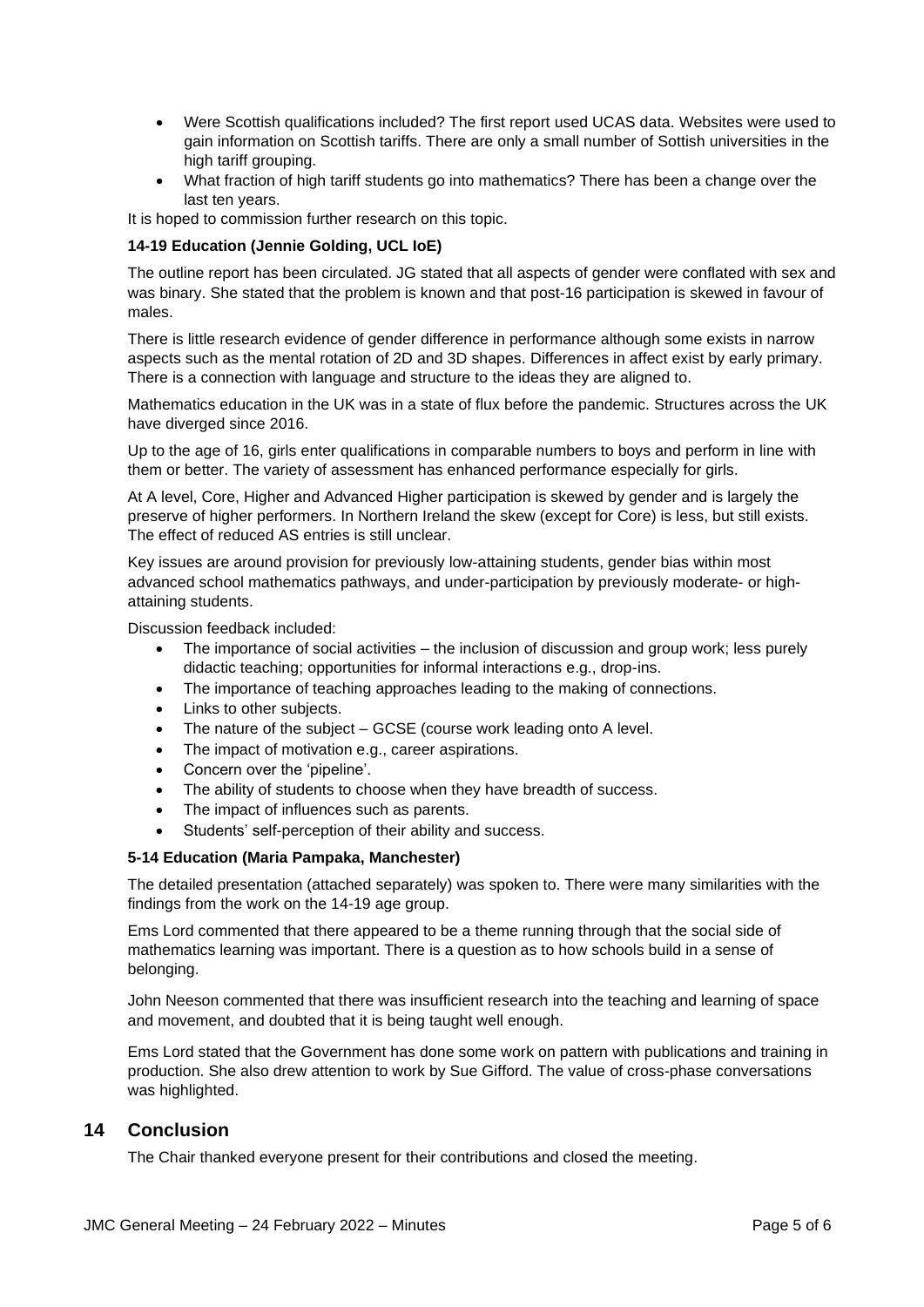- Were Scottish qualifications included? The first report used UCAS data. Websites were used to gain information on Scottish tariffs. There are only a small number of Sottish universities in the high tariff grouping.
- What fraction of high tariff students go into mathematics? There has been a change over the last ten years.

It is hoped to commission further research on this topic.

**14-19 Education (Jennie Golding, UCL IoE)**

The outline report has been circulated. JG stated that all aspects of gender were conflated with sex and was binary. She stated that the problem is known and that post-16 participation is skewed in favour of males.

There is little research evidence of gender difference in performance although some exists in narrow aspects such as the mental rotation of 2D and 3D shapes. Differences in affect exist by early primary. There is a connection with language and structure to the ideas they are aligned to.

Mathematics education in the UK was in a state of flux before the pandemic. Structures across the UK have diverged since 2016.

Up to the age of 16, girls enter qualifications in comparable numbers to boys and perform in line with them or better. The variety of assessment has enhanced performance especially for girls.

At A level, Core, Higher and Advanced Higher participation is skewed by gender and is largely the preserve of higher performers. In Northern Ireland the skew (except for Core) is less, but still exists. The effect of reduced AS entries is still unclear.

Key issues are around provision for previously low-attaining students, gender bias within most advanced school mathematics pathways, and under-participation by previously moderate- or high-attaining students.

Discussion feedback included:

- The importance of social activities – the inclusion of discussion and group work; less purely didactic teaching; opportunities for informal interactions e.g., drop-ins.
- The importance of teaching approaches leading to the making of connections.
- Links to other subjects.
- The nature of the subject – GCSE (course work leading onto A level.
- The impact of motivation e.g., career aspirations.
- Concern over the 'pipeline'.
- The ability of students to choose when they have breadth of success.
- The impact of influences such as parents.
- Students' self-perception of their ability and success.

**5-14 Education (Maria Pampaka, Manchester)**

The detailed presentation (attached separately) was spoken to. There were many similarities with the findings from the work on the 14-19 age group.

Ems Lord commented that there appeared to be a theme running through that the social side of mathematics learning was important. There is a question as to how schools build in a sense of belonging.

John Neeson commented that there was insufficient research into the teaching and learning of space and movement, and doubted that it is being taught well enough.

Ems Lord stated that the Government has done some work on pattern with publications and training in production. She also drew attention to work by Sue Gifford. The value of cross-phase conversations was highlighted.

## 14 Conclusion

The Chair thanked everyone present for their contributions and closed the meeting.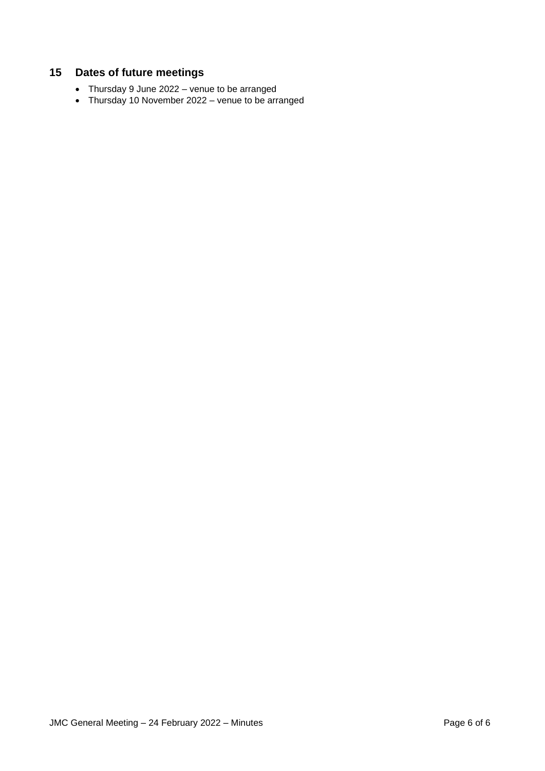## 15 Dates of future meetings

- Thursday 9 June 2022 – venue to be arranged
- Thursday 10 November 2022 – venue to be arranged